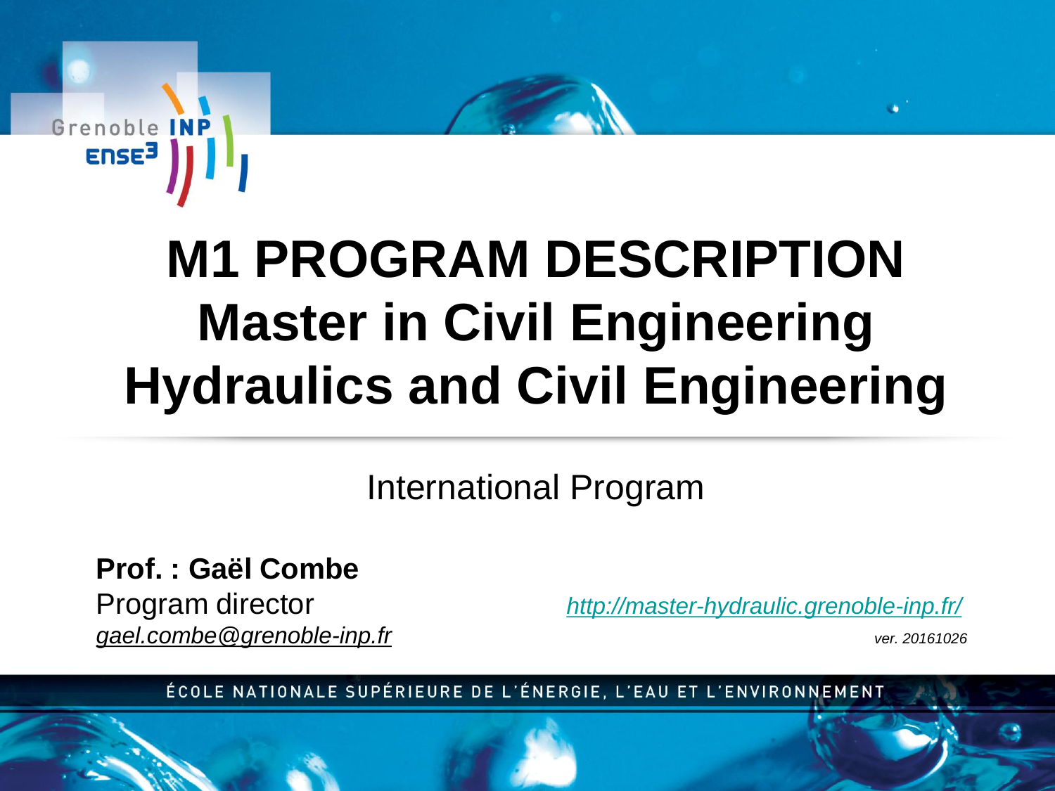Grenoble INP ENSE³

# M1 PROGRAM DESCRIPTION
# Master in Civil Engineering
# Hydraulics and Civil Engineering

International Program

**Prof. : Gaël Combe**
Program director
*gael.combe@grenoble-inp.fr*

*http://master-hydraulic.grenoble-inp.fr/*

*ver. 20161026*

ÉCOLE NATIONALE SUPÉRIEURE DE L'ÉNERGIE, L'EAU ET L'ENVIRONNEMENT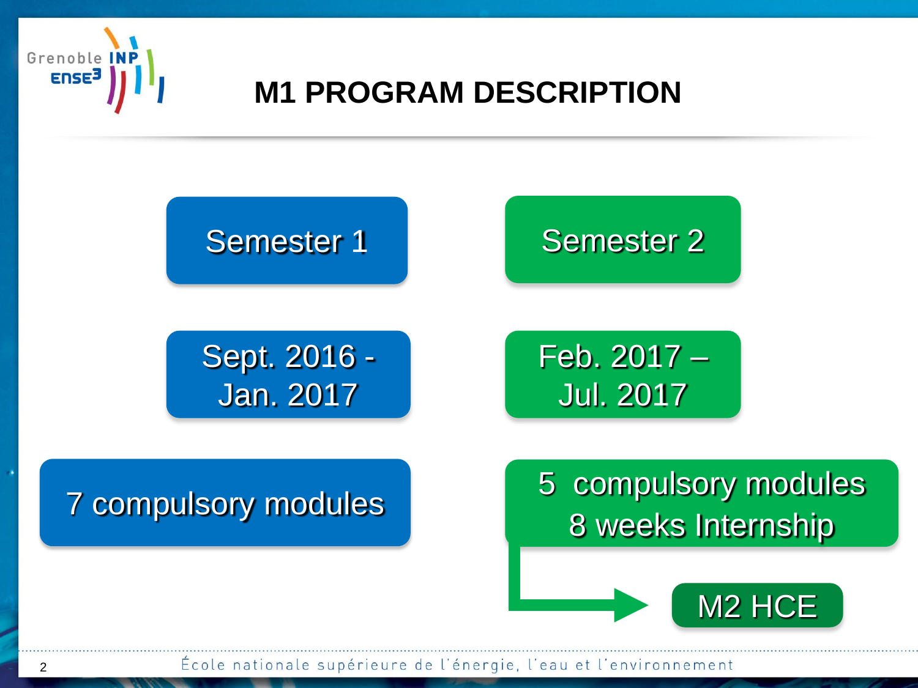# M1 PROGRAM DESCRIPTION

| Semester 1 | Semester 2 |
| --- | --- |
| Sept. 2016 - Jan. 2017 | Feb. 2017 – Jul. 2017 |
| 7 compulsory modules | 5 compulsory modules<br>8 weeks Internship |

→ M2 HCE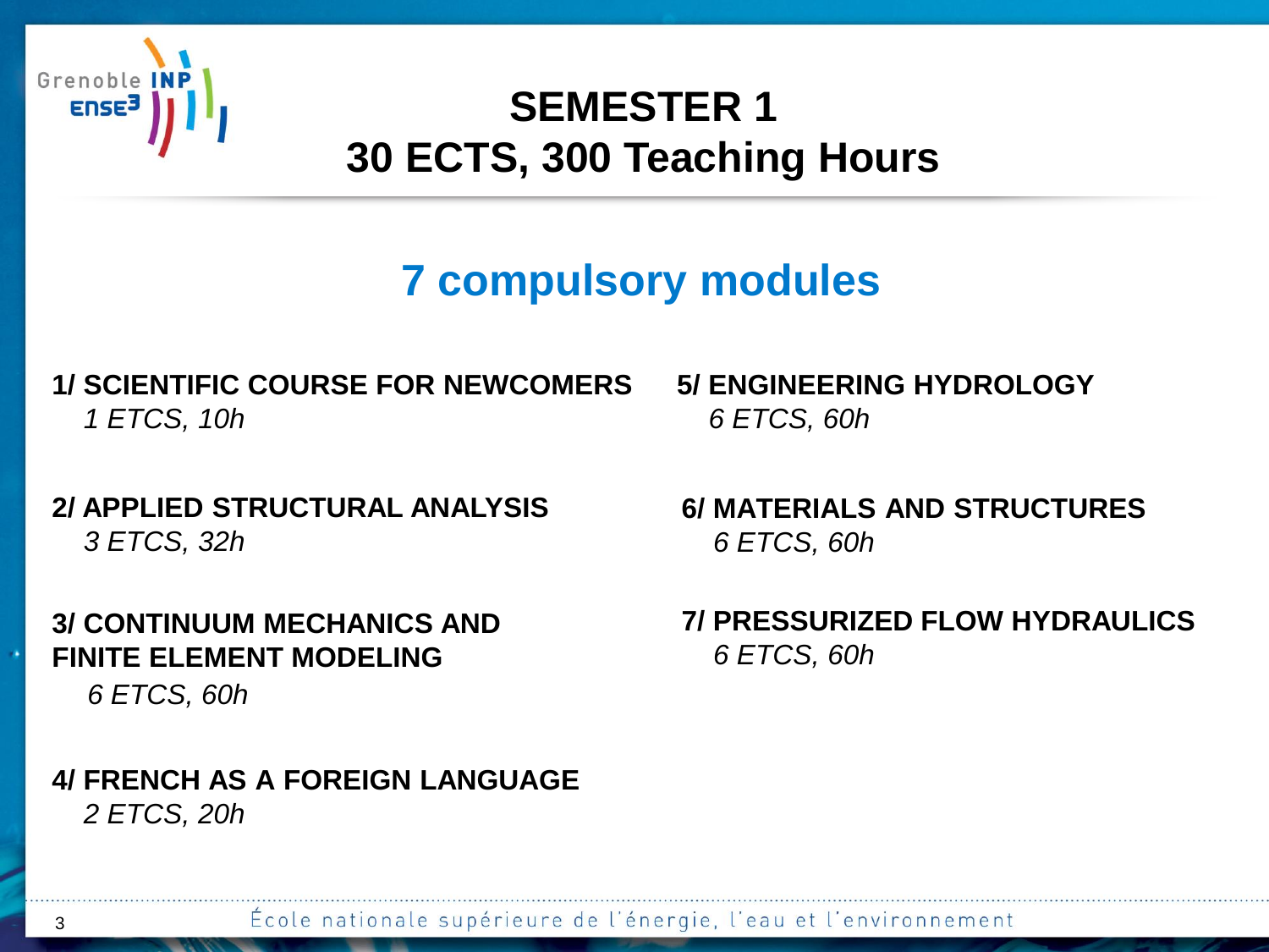# SEMESTER 1
# 30 ECTS, 300 Teaching Hours

## 7 compulsory modules

**1/ SCIENTIFIC COURSE FOR NEWCOMERS**
*1 ETCS, 10h*

**2/ APPLIED STRUCTURAL ANALYSIS**
*3 ETCS, 32h*

**3/ CONTINUUM MECHANICS AND FINITE ELEMENT MODELING**
*6 ETCS, 60h*

**4/ FRENCH AS A FOREIGN LANGUAGE**
*2 ETCS, 20h*

**5/ ENGINEERING HYDROLOGY**
*6 ETCS, 60h*

**6/ MATERIALS AND STRUCTURES**
*6 ETCS, 60h*

**7/ PRESSURIZED FLOW HYDRAULICS**
*6 ETCS, 60h*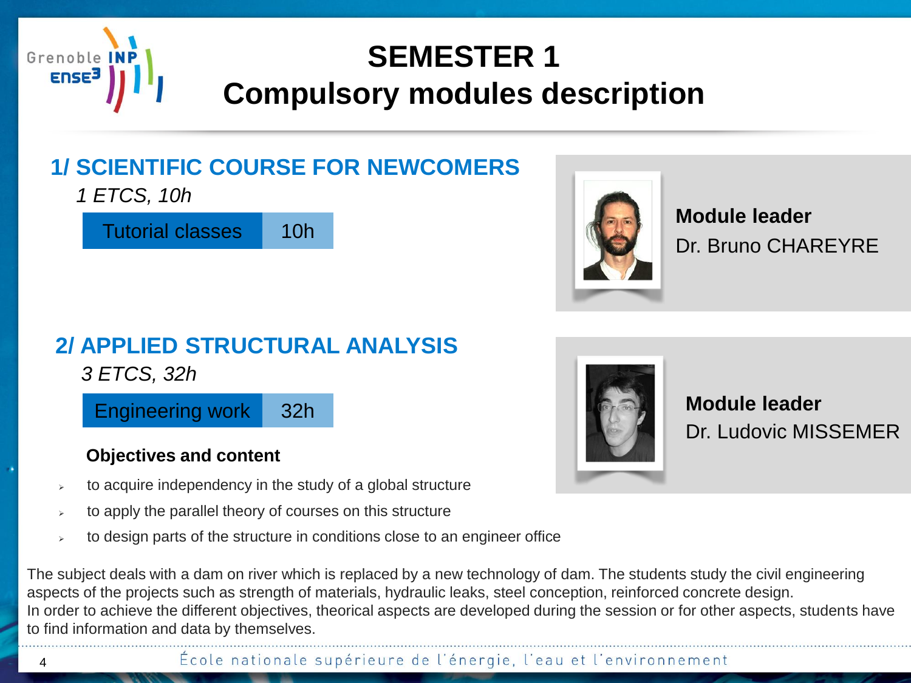# SEMESTER 1
# Compulsory modules description

## 1/ SCIENTIFIC COURSE FOR NEWCOMERS

*1 ETCS, 10h*

| Tutorial classes | 10h |
| --- | --- |

**Module leader**
Dr. Bruno CHAREYRE

## 2/ APPLIED STRUCTURAL ANALYSIS

*3 ETCS, 32h*

| Engineering work | 32h |
| --- | --- |

**Module leader**
Dr. Ludovic MISSEMER

**Objectives and content**

- to acquire independency in the study of a global structure
- to apply the parallel theory of courses on this structure
- to design parts of the structure in conditions close to an engineer office

The subject deals with a dam on river which is replaced by a new technology of dam. The students study the civil engineering aspects of the projects such as strength of materials, hydraulic leaks, steel conception, reinforced concrete design.
In order to achieve the different objectives, theorical aspects are developed during the session or for other aspects, students have to find information and data by themselves.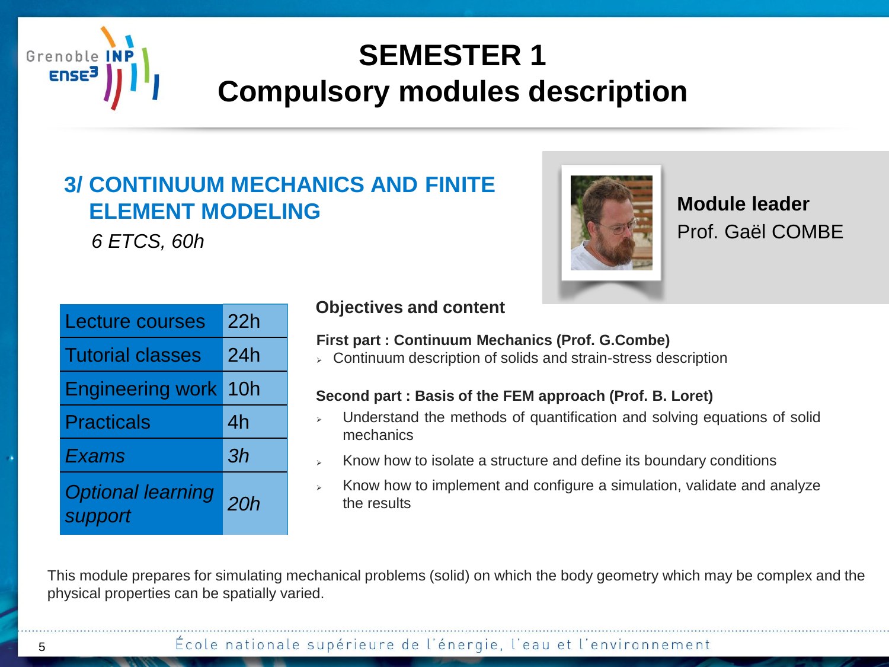# SEMESTER 1
# Compulsory modules description

## 3/ CONTINUUM MECHANICS AND FINITE ELEMENT MODELING

*6 ETCS, 60h*

**Module leader**
Prof. Gaël COMBE

| | |
|---|---|
| Lecture courses | 22h |
| Tutorial classes | 24h |
| Engineering work | 10h |
| Practicals | 4h |
| *Exams* | *3h* |
| *Optional learning support* | *20h* |

### Objectives and content

**First part : Continuum Mechanics (Prof. G.Combe)**

- Continuum description of solids and strain-stress description

**Second part : Basis of the FEM approach (Prof. B. Loret)**

- Understand the methods of quantification and solving equations of solid mechanics
- Know how to isolate a structure and define its boundary conditions
- Know how to implement and configure a simulation, validate and analyze the results

This module prepares for simulating mechanical problems (solid) on which the body geometry which may be complex and the physical properties can be spatially varied.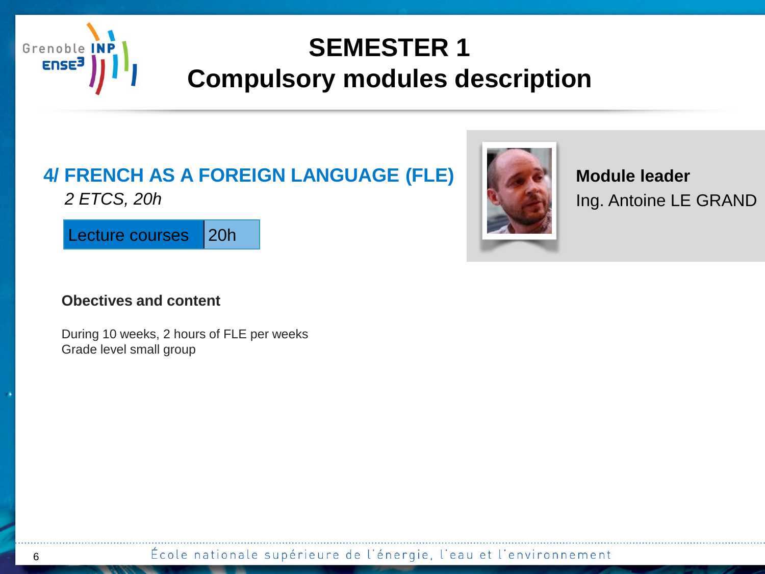# SEMESTER 1
# Compulsory modules description

## 4/ FRENCH AS A FOREIGN LANGUAGE (FLE)

*2 ETCS, 20h*

| Lecture courses | 20h |
|---|---|

**Module leader**
Ing. Antoine LE GRAND

### Obectives and content

During 10 weeks, 2 hours of FLE per weeks
Grade level small group

École nationale supérieure de l'énergie, l'eau et l'environnement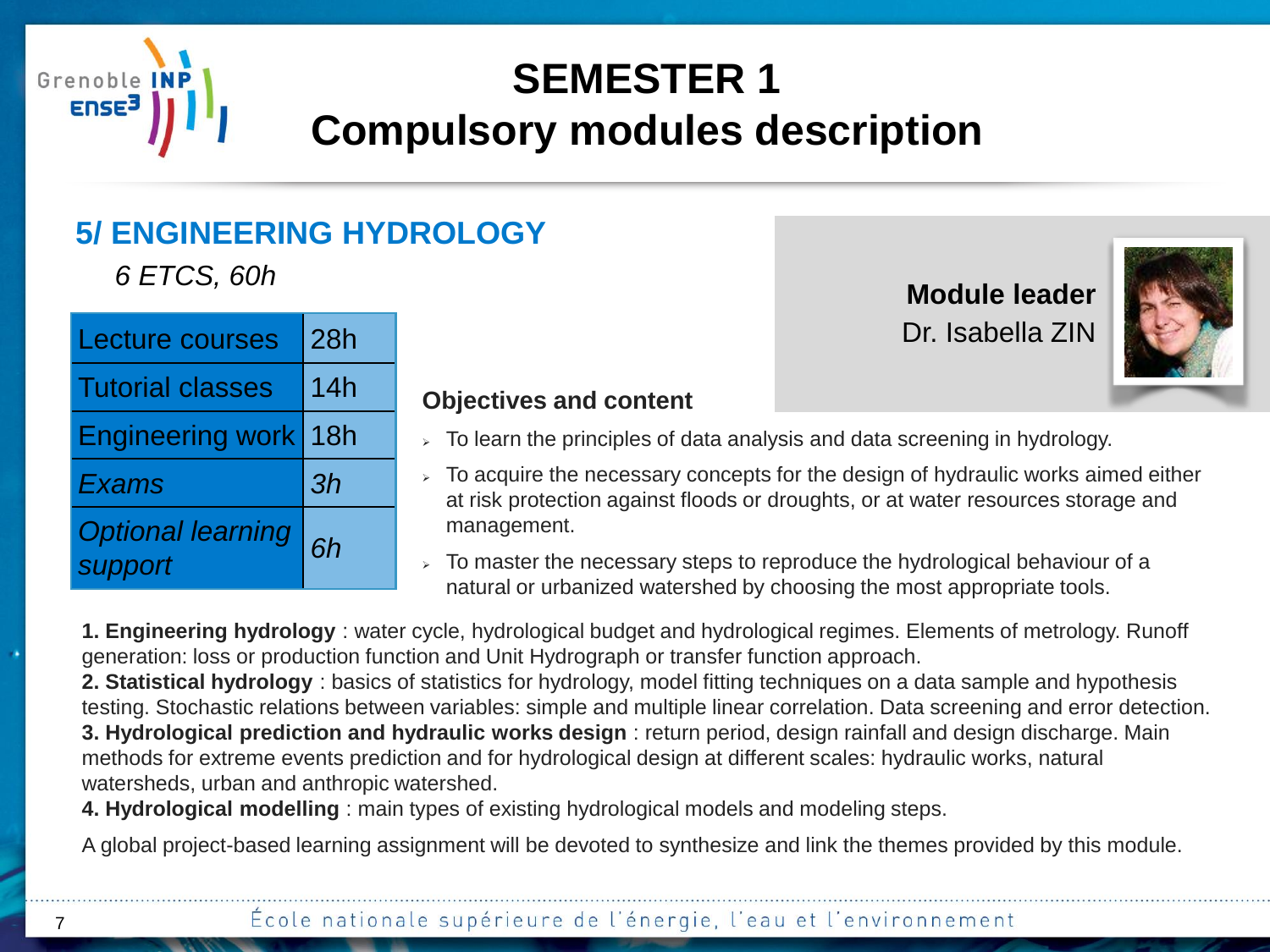# SEMESTER 1
# Compulsory modules description

## 5/ ENGINEERING HYDROLOGY

*6 ETCS, 60h*

| | |
|---|---|
| Lecture courses | 28h |
| Tutorial classes | 14h |
| Engineering work | 18h |
| *Exams* | *3h* |
| *Optional learning support* | *6h* |

**Module leader**
Dr. Isabella ZIN

### Objectives and content

- To learn the principles of data analysis and data screening in hydrology.
- To acquire the necessary concepts for the design of hydraulic works aimed either at risk protection against floods or droughts, or at water resources storage and management.
- To master the necessary steps to reproduce the hydrological behaviour of a natural or urbanized watershed by choosing the most appropriate tools.

**1. Engineering hydrology** : water cycle, hydrological budget and hydrological regimes. Elements of metrology. Runoff generation: loss or production function and Unit Hydrograph or transfer function approach.
**2. Statistical hydrology** : basics of statistics for hydrology, model fitting techniques on a data sample and hypothesis testing. Stochastic relations between variables: simple and multiple linear correlation. Data screening and error detection.
**3. Hydrological prediction and hydraulic works design** : return period, design rainfall and design discharge. Main methods for extreme events prediction and for hydrological design at different scales: hydraulic works, natural watersheds, urban and anthropic watershed.
**4. Hydrological modelling** : main types of existing hydrological models and modeling steps.

A global project-based learning assignment will be devoted to synthesize and link the themes provided by this module.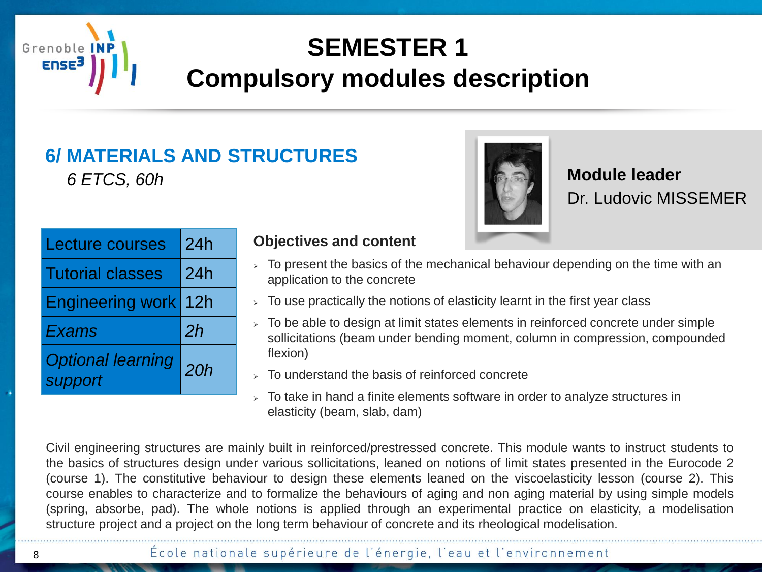# SEMESTER 1
# Compulsory modules description

## 6/ MATERIALS AND STRUCTURES

*6 ETCS, 60h*

**Module leader**
Dr. Ludovic MISSEMER

| Lecture courses | 24h |
|---|---|
| Tutorial classes | 24h |
| Engineering work | 12h |
| *Exams* | *2h* |
| *Optional learning support* | *20h* |

### Objectives and content

- To present the basics of the mechanical behaviour depending on the time with an application to the concrete
- To use practically the notions of elasticity learnt in the first year class
- To be able to design at limit states elements in reinforced concrete under simple sollicitations (beam under bending moment, column in compression, compounded flexion)
- To understand the basis of reinforced concrete
- To take in hand a finite elements software in order to analyze structures in elasticity (beam, slab, dam)

Civil engineering structures are mainly built in reinforced/prestressed concrete. This module wants to instruct students to the basics of structures design under various sollicitations, leaned on notions of limit states presented in the Eurocode 2 (course 1). The constitutive behaviour to design these elements leaned on the viscoelasticity lesson (course 2). This course enables to characterize and to formalize the behaviours of aging and non aging material by using simple models (spring, absorbe, pad). The whole notions is applied through an experimental practice on elasticity, a modelisation structure project and a project on the long term behaviour of concrete and its rheological modelisation.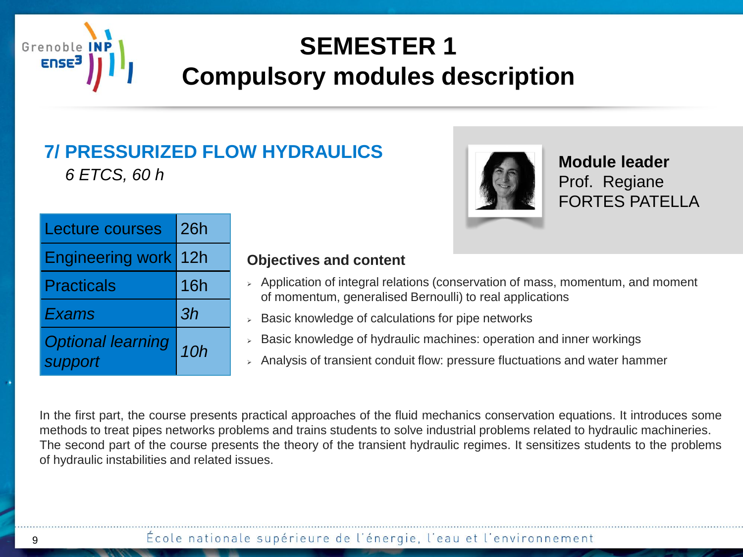# SEMESTER 1
# Compulsory modules description

## 7/ PRESSURIZED FLOW HYDRAULICS

*6 ETCS, 60 h*

**Module leader**
Prof. Regiane FORTES PATELLA

| Lecture courses | 26h |
|---|---|
| Engineering work | 12h |
| Practicals | 16h |
| *Exams* | *3h* |
| *Optional learning support* | *10h* |

### Objectives and content

- Application of integral relations (conservation of mass, momentum, and moment of momentum, generalised Bernoulli) to real applications
- Basic knowledge of calculations for pipe networks
- Basic knowledge of hydraulic machines: operation and inner workings
- Analysis of transient conduit flow: pressure fluctuations and water hammer

In the first part, the course presents practical approaches of the fluid mechanics conservation equations. It introduces some methods to treat pipes networks problems and trains students to solve industrial problems related to hydraulic machineries. The second part of the course presents the theory of the transient hydraulic regimes. It sensitizes students to the problems of hydraulic instabilities and related issues.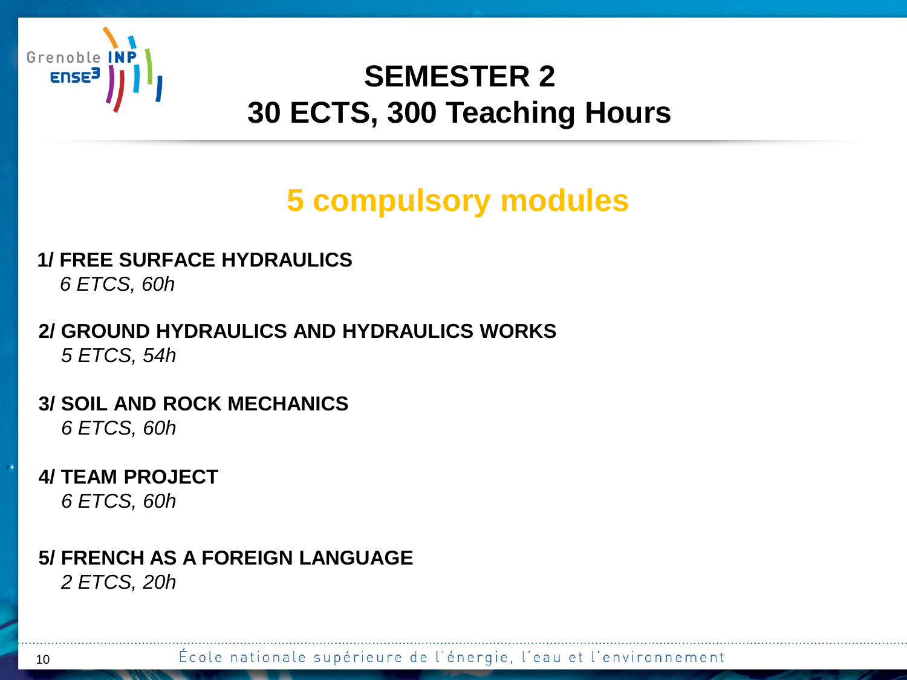# SEMESTER 2
# 30 ECTS, 300 Teaching Hours

## 5 compulsory modules

**1/ FREE SURFACE HYDRAULICS**
*6 ETCS, 60h*

**2/ GROUND HYDRAULICS AND HYDRAULICS WORKS**
*5 ETCS, 54h*

**3/ SOIL AND ROCK MECHANICS**
*6 ETCS, 60h*

**4/ TEAM PROJECT**
*6 ETCS, 60h*

**5/ FRENCH AS A FOREIGN LANGUAGE**
*2 ETCS, 20h*